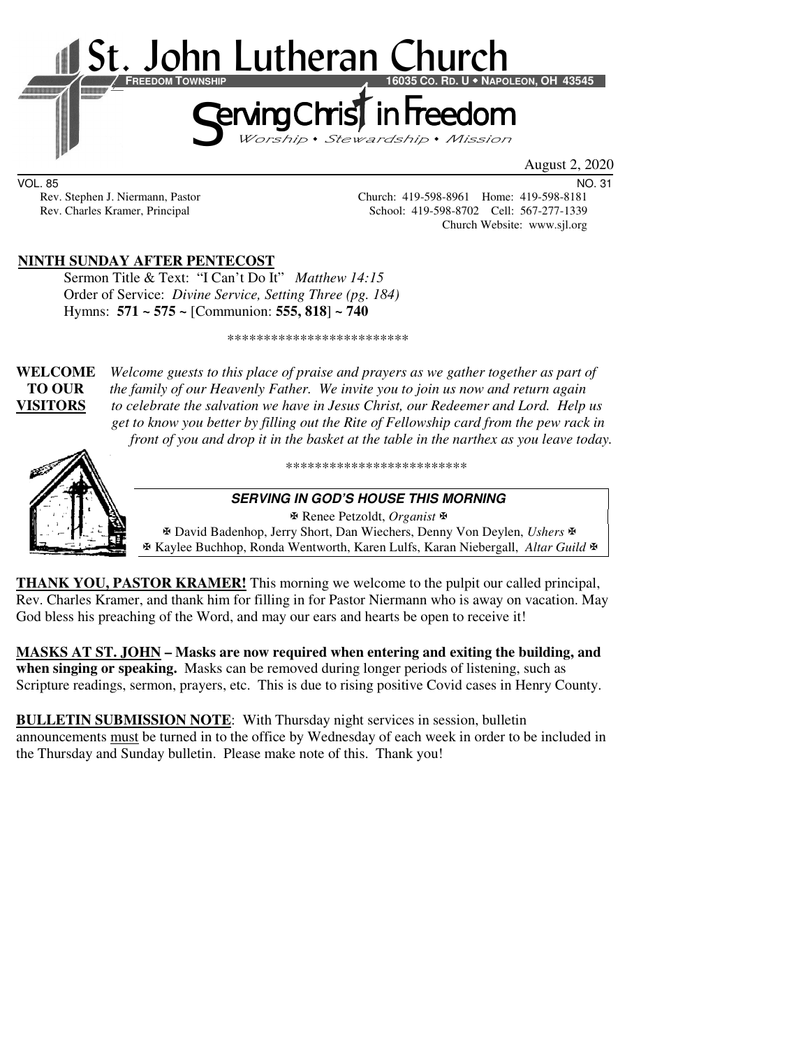# St. John Lutheran Church

**FREEDOM TOWNSHIP** 16035 CO. RD. U • NAPOLEON, OH 43545

## Serving Christ in Freedom

*Worship • Stewardship • Mission*

August 2, 2020

VOL. 85 NO. 31

Rev. Stephen J. Niermann, Pastor — Church: 419-598-8961 Home: 419-598-8181

Rev. Charles Kramer, Principal — School: 419-598-8702 Cell: 567-277-1339

Church Website: www.sjl.org

**NINTH SUNDAY AFTER PENTECOST**

Sermon Title & Text: "I Can't Do It" *Matthew 14:15*

Order of Service: *Divine Service, Setting Three (pg. 184)*

Hymns: **571 ~ 575 ~** [Communion: **555, 818**] **~ 740**

*************************

**WELCOME TO OUR VISITORS** *Welcome guests to this place of praise and prayers as we gather together as part of the family of our Heavenly Father. We invite you to join us now and return again to celebrate the salvation we have in Jesus Christ, our Redeemer and Lord. Help us get to know you better by filling out the Rite of Fellowship card from the pew rack in front of you and drop it in the basket at the table in the narthex as you leave today.*

*************************

***SERVING IN GOD'S HOUSE THIS MORNING***

✠ Renee Petzoldt, *Organist* ✠

✠ David Badenhop, Jerry Short, Dan Wiechers, Denny Von Deylen, *Ushers* ✠

✠ Kaylee Buchhop, Ronda Wentworth, Karen Lulfs, Karan Niebergall, *Altar Guild* ✠

**THANK YOU, PASTOR KRAMER!** This morning we welcome to the pulpit our called principal, Rev. Charles Kramer, and thank him for filling in for Pastor Niermann who is away on vacation. May God bless his preaching of the Word, and may our ears and hearts be open to receive it!

**MASKS AT ST. JOHN – Masks are now required when entering and exiting the building, and when singing or speaking.** Masks can be removed during longer periods of listening, such as Scripture readings, sermon, prayers, etc. This is due to rising positive Covid cases in Henry County.

**BULLETIN SUBMISSION NOTE**: With Thursday night services in session, bulletin announcements must be turned in to the office by Wednesday of each week in order to be included in the Thursday and Sunday bulletin. Please make note of this. Thank you!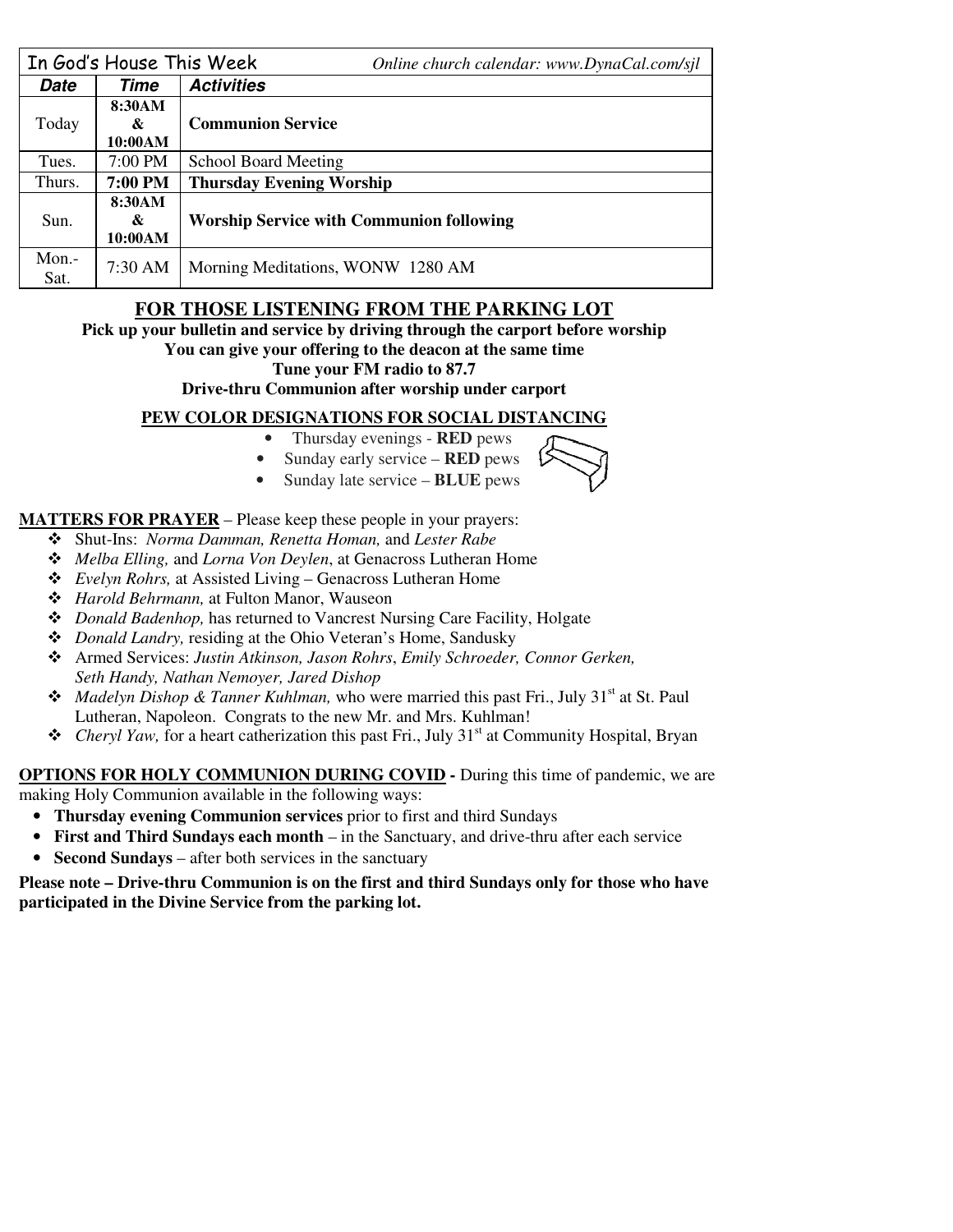| In God's House This Week | | *Online church calendar: www.DynaCal.com/sjl* |
|---|---|---|
| ***Date*** | ***Time*** | ***Activities*** |
| Today | **8:30AM & 10:00AM** | **Communion Service** |
| Tues. | 7:00 PM | School Board Meeting |
| Thurs. | **7:00 PM** | **Thursday Evening Worship** |
| Sun. | **8:30AM & 10:00AM** | **Worship Service with Communion following** |
| Mon.-Sat. | 7:30 AM | Morning Meditations, WONW 1280 AM |

## FOR THOSE LISTENING FROM THE PARKING LOT

**Pick up your bulletin and service by driving through the carport before worship**
**You can give your offering to the deacon at the same time**
**Tune your FM radio to 87.7**
**Drive-thru Communion after worship under carport**

### PEW COLOR DESIGNATIONS FOR SOCIAL DISTANCING

- Thursday evenings - **RED** pews
- Sunday early service – **RED** pews
- Sunday late service – **BLUE** pews

**MATTERS FOR PRAYER** – Please keep these people in your prayers:

- Shut-Ins: *Norma Damman, Renetta Homan,* and *Lester Rabe*
- *Melba Elling,* and *Lorna Von Deylen*, at Genacross Lutheran Home
- *Evelyn Rohrs,* at Assisted Living – Genacross Lutheran Home
- *Harold Behrmann,* at Fulton Manor, Wauseon
- *Donald Badenhop,* has returned to Vancrest Nursing Care Facility, Holgate
- *Donald Landry,* residing at the Ohio Veteran's Home, Sandusky
- Armed Services: *Justin Atkinson, Jason Rohrs*, *Emily Schroeder, Connor Gerken, Seth Handy, Nathan Nemoyer, Jared Dishop*
- *Madelyn Dishop & Tanner Kuhlman,* who were married this past Fri., July 31st at St. Paul Lutheran, Napoleon. Congrats to the new Mr. and Mrs. Kuhlman!
- *Cheryl Yaw,* for a heart catherization this past Fri., July 31st at Community Hospital, Bryan

**OPTIONS FOR HOLY COMMUNION DURING COVID -** During this time of pandemic, we are making Holy Communion available in the following ways:

- **Thursday evening Communion services** prior to first and third Sundays
- **First and Third Sundays each month** – in the Sanctuary, and drive-thru after each service
- **Second Sundays** – after both services in the sanctuary

**Please note – Drive-thru Communion is on the first and third Sundays only for those who have participated in the Divine Service from the parking lot.**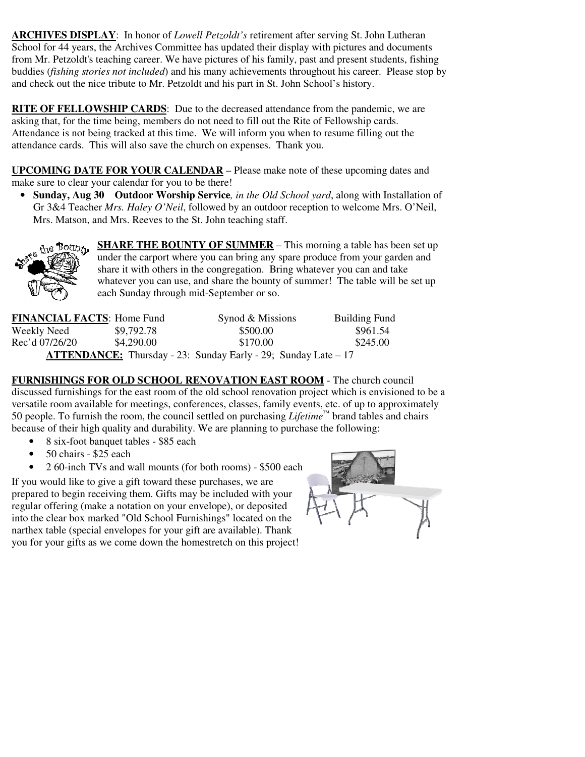**ARCHIVES DISPLAY**: In honor of *Lowell Petzoldt's* retirement after serving St. John Lutheran School for 44 years, the Archives Committee has updated their display with pictures and documents from Mr. Petzoldt's teaching career. We have pictures of his family, past and present students, fishing buddies (*fishing stories not included*) and his many achievements throughout his career. Please stop by and check out the nice tribute to Mr. Petzoldt and his part in St. John School's history.

**RITE OF FELLOWSHIP CARDS**: Due to the decreased attendance from the pandemic, we are asking that, for the time being, members do not need to fill out the Rite of Fellowship cards. Attendance is not being tracked at this time. We will inform you when to resume filling out the attendance cards. This will also save the church on expenses. Thank you.

**UPCOMING DATE FOR YOUR CALENDAR** – Please make note of these upcoming dates and make sure to clear your calendar for you to be there!

- **Sunday, Aug 30 Outdoor Worship Service***, in the Old School yard*, along with Installation of Gr 3&4 Teacher *Mrs. Haley O'Neil*, followed by an outdoor reception to welcome Mrs. O'Neil, Mrs. Matson, and Mrs. Reeves to the St. John teaching staff.

**SHARE THE BOUNTY OF SUMMER** – This morning a table has been set up under the carport where you can bring any spare produce from your garden and share it with others in the congregation. Bring whatever you can and take whatever you can use, and share the bounty of summer! The table will be set up each Sunday through mid-September or so.

| **FINANCIAL FACTS**: | Home Fund | Synod & Missions | Building Fund |
|---|---|---|---|
| Weekly Need | $9,792.78 | $500.00 | $961.54 |
| Rec'd 07/26/20 | $4,290.00 | $170.00 | $245.00 |

**ATTENDANCE:** Thursday - 23: Sunday Early - 29; Sunday Late – 17

**FURNISHINGS FOR OLD SCHOOL RENOVATION EAST ROOM** - The church council discussed furnishings for the east room of the old school renovation project which is envisioned to be a versatile room available for meetings, conferences, classes, family events, etc. of up to approximately 50 people. To furnish the room, the council settled on purchasing *Lifetime*™ brand tables and chairs because of their high quality and durability. We are planning to purchase the following:

- 8 six-foot banquet tables - $85 each
- 50 chairs - $25 each
- 2 60-inch TVs and wall mounts (for both rooms) - $500 each

If you would like to give a gift toward these purchases, we are prepared to begin receiving them. Gifts may be included with your regular offering (make a notation on your envelope), or deposited into the clear box marked "Old School Furnishings" located on the narthex table (special envelopes for your gift are available). Thank you for your gifts as we come down the homestretch on this project!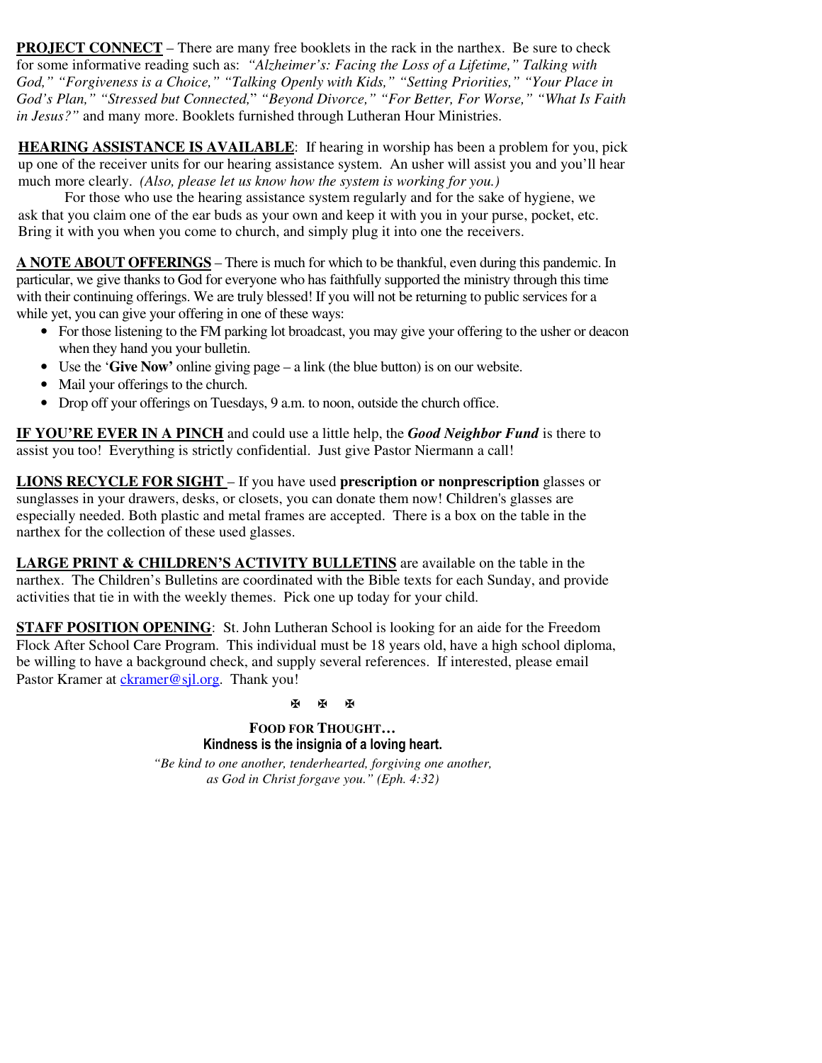**PROJECT CONNECT** – There are many free booklets in the rack in the narthex. Be sure to check for some informative reading such as: *"Alzheimer's: Facing the Loss of a Lifetime," Talking with God," "Forgiveness is a Choice," "Talking Openly with Kids," "Setting Priorities," "Your Place in God's Plan," "Stressed but Connected,*" *"Beyond Divorce," "For Better, For Worse," "What Is Faith in Jesus?"* and many more. Booklets furnished through Lutheran Hour Ministries.

**HEARING ASSISTANCE IS AVAILABLE**: If hearing in worship has been a problem for you, pick up one of the receiver units for our hearing assistance system. An usher will assist you and you'll hear much more clearly. *(Also, please let us know how the system is working for you.)*

For those who use the hearing assistance system regularly and for the sake of hygiene, we ask that you claim one of the ear buds as your own and keep it with you in your purse, pocket, etc. Bring it with you when you come to church, and simply plug it into one the receivers.

**A NOTE ABOUT OFFERINGS** – There is much for which to be thankful, even during this pandemic. In particular, we give thanks to God for everyone who has faithfully supported the ministry through this time with their continuing offerings. We are truly blessed! If you will not be returning to public services for a while yet, you can give your offering in one of these ways:

- For those listening to the FM parking lot broadcast, you may give your offering to the usher or deacon when they hand you your bulletin.
- Use the '**Give Now'** online giving page – a link (the blue button) is on our website.
- Mail your offerings to the church.
- Drop off your offerings on Tuesdays, 9 a.m. to noon, outside the church office.

**IF YOU'RE EVER IN A PINCH** and could use a little help, the ***Good Neighbor Fund*** is there to assist you too! Everything is strictly confidential. Just give Pastor Niermann a call!

**LIONS RECYCLE FOR SIGHT** – If you have used **prescription or nonprescription** glasses or sunglasses in your drawers, desks, or closets, you can donate them now! Children's glasses are especially needed. Both plastic and metal frames are accepted. There is a box on the table in the narthex for the collection of these used glasses.

**LARGE PRINT & CHILDREN'S ACTIVITY BULLETINS** are available on the table in the narthex. The Children's Bulletins are coordinated with the Bible texts for each Sunday, and provide activities that tie in with the weekly themes. Pick one up today for your child.

**STAFF POSITION OPENING**: St. John Lutheran School is looking for an aide for the Freedom Flock After School Care Program. This individual must be 18 years old, have a high school diploma, be willing to have a background check, and supply several references. If interested, please email Pastor Kramer at ckramer@sjl.org. Thank you!

✠ ✠ ✠

**FOOD FOR THOUGHT…**

**Kindness is the insignia of a loving heart.**

*"Be kind to one another, tenderhearted, forgiving one another, as God in Christ forgave you." (Eph. 4:32)*